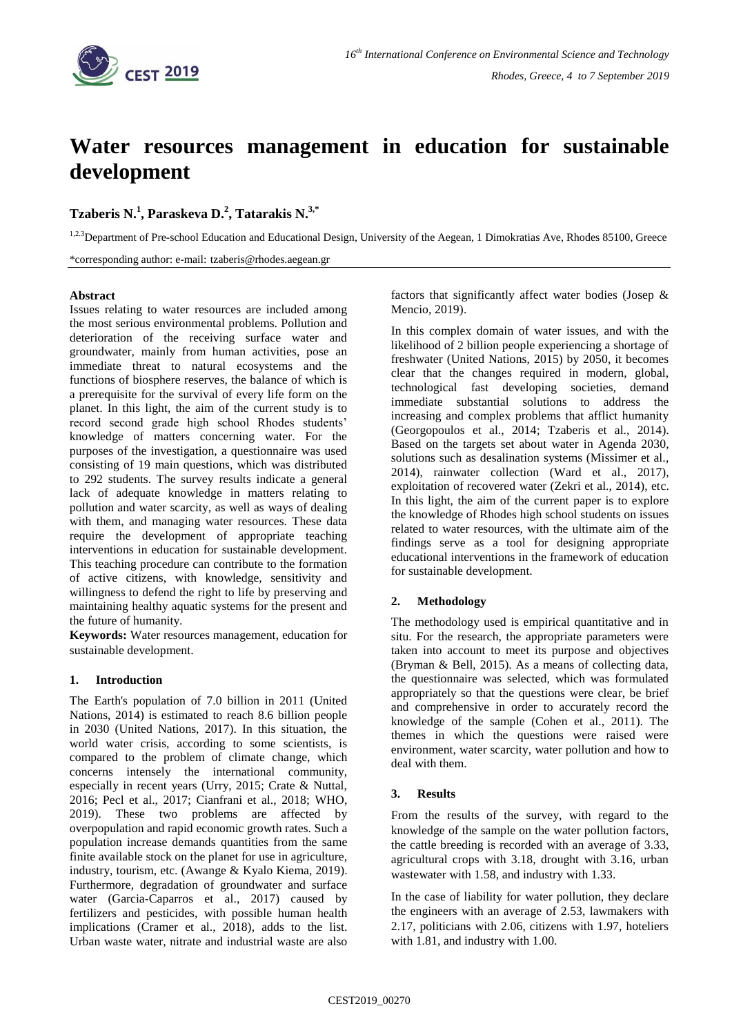# Water resources management in education for sustainable development

**Tzaberis N.[1], Paraskeva D.[2], Tatarakis N.[3,*]**

[1,2,3]Department of Pre-school Education and Educational Design, University of the Aegean, 1 Dimokratias Ave, Rhodes 85100, Greece

*corresponding author: e-mail: tzaberis@rhodes.aegean.gr

**Abstract**

Issues relating to water resources are included among the most serious environmental problems. Pollution and deterioration of the receiving surface water and groundwater, mainly from human activities, pose an immediate threat to natural ecosystems and the functions of biosphere reserves, the balance of which is a prerequisite for the survival of every life form on the planet. In this light, the aim of the current study is to record second grade high school Rhodes students' knowledge of matters concerning water. For the purposes of the investigation, a questionnaire was used consisting of 19 main questions, which was distributed to 292 students. The survey results indicate a general lack of adequate knowledge in matters relating to pollution and water scarcity, as well as ways of dealing with them, and managing water resources. These data require the development of appropriate teaching interventions in education for sustainable development. This teaching procedure can contribute to the formation of active citizens, with knowledge, sensitivity and willingness to defend the right to life by preserving and maintaining healthy aquatic systems for the present and the future of humanity.

**Keywords:** Water resources management, education for sustainable development.

## 1. Introduction

The Earth's population of 7.0 billion in 2011 (United Nations, 2014) is estimated to reach 8.6 billion people in 2030 (United Nations, 2017). In this situation, the world water crisis, according to some scientists, is compared to the problem of climate change, which concerns intensely the international community, especially in recent years (Urry, 2015; Crate & Nuttal, 2016; Pecl et al., 2017; Cianfrani et al., 2018; WHO, 2019). These two problems are affected by overpopulation and rapid economic growth rates. Such a population increase demands quantities from the same finite available stock on the planet for use in agriculture, industry, tourism, etc. (Awange & Kyalo Kiema, 2019). Furthermore, degradation of groundwater and surface water (Garcia-Caparros et al., 2017) caused by fertilizers and pesticides, with possible human health implications (Cramer et al., 2018), adds to the list. Urban waste water, nitrate and industrial waste are also factors that significantly affect water bodies (Josep & Mencio, 2019).

In this complex domain of water issues, and with the likelihood of 2 billion people experiencing a shortage of freshwater (United Nations, 2015) by 2050, it becomes clear that the changes required in modern, global, technological fast developing societies, demand immediate substantial solutions to address the increasing and complex problems that afflict humanity (Georgopoulos et al., 2014; Tzaberis et al., 2014). Based on the targets set about water in Agenda 2030, solutions such as desalination systems (Missimer et al., 2014), rainwater collection (Ward et al., 2017), exploitation of recovered water (Zekri et al., 2014), etc. In this light, the aim of the current paper is to explore the knowledge of Rhodes high school students on issues related to water resources, with the ultimate aim of the findings serve as a tool for designing appropriate educational interventions in the framework of education for sustainable development.

## 2. Methodology

The methodology used is empirical quantitative and in situ. For the research, the appropriate parameters were taken into account to meet its purpose and objectives (Bryman & Bell, 2015). As a means of collecting data, the questionnaire was selected, which was formulated appropriately so that the questions were clear, be brief and comprehensive in order to accurately record the knowledge of the sample (Cohen et al., 2011). The themes in which the questions were raised were environment, water scarcity, water pollution and how to deal with them.

## 3. Results

From the results of the survey, with regard to the knowledge of the sample on the water pollution factors, the cattle breeding is recorded with an average of 3.33, agricultural crops with 3.18, drought with 3.16, urban wastewater with 1.58, and industry with 1.33.

In the case of liability for water pollution, they declare the engineers with an average of 2.53, lawmakers with 2.17, politicians with 2.06, citizens with 1.97, hoteliers with 1.81, and industry with 1.00.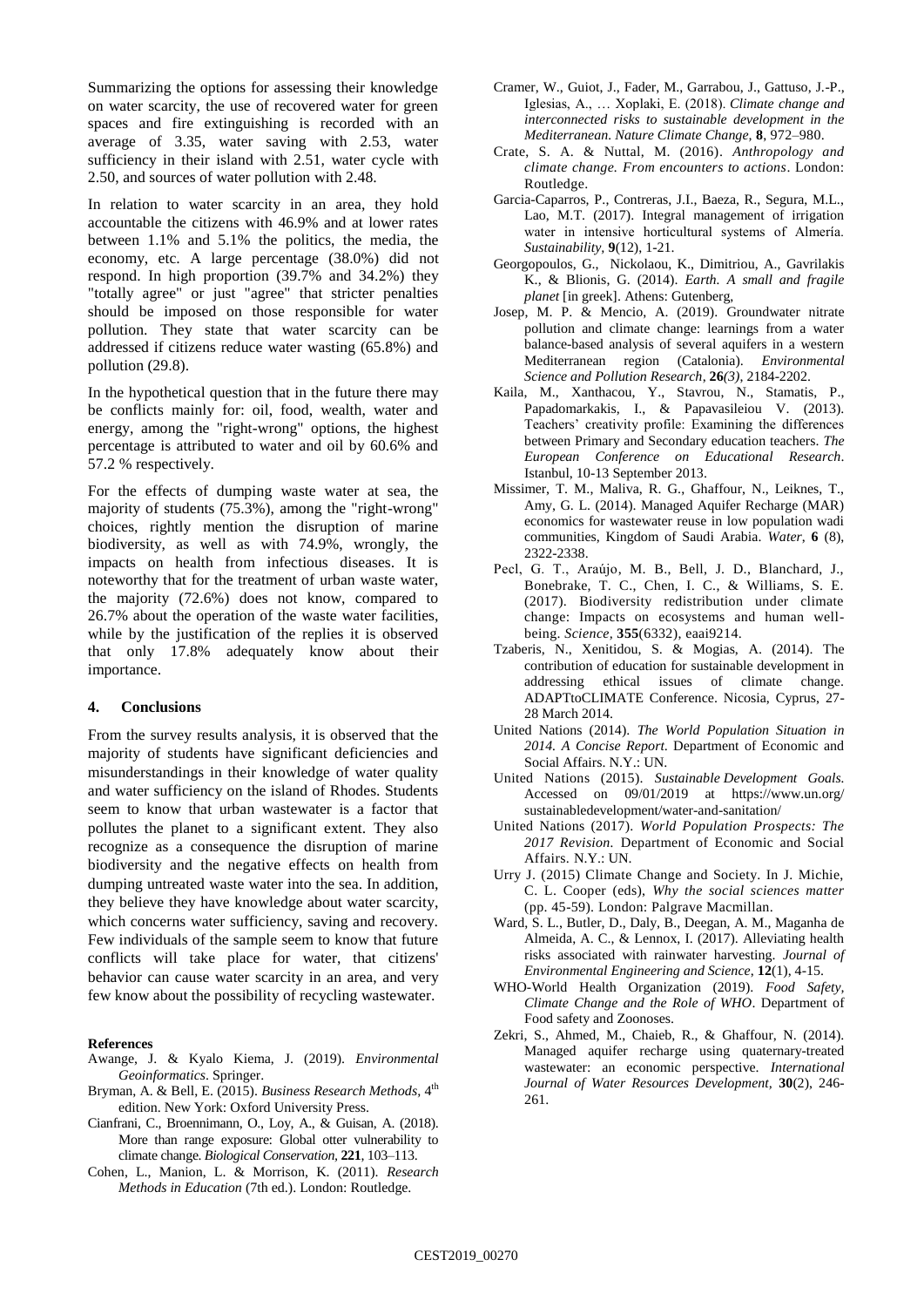Summarizing the options for assessing their knowledge on water scarcity, the use of recovered water for green spaces and fire extinguishing is recorded with an average of 3.35, water saving with 2.53, water sufficiency in their island with 2.51, water cycle with 2.50, and sources of water pollution with 2.48.

In relation to water scarcity in an area, they hold accountable the citizens with 46.9% and at lower rates between 1.1% and 5.1% the politics, the media, the economy, etc. A large percentage (38.0%) did not respond. In high proportion (39.7% and 34.2%) they "totally agree" or just "agree" that stricter penalties should be imposed on those responsible for water pollution. They state that water scarcity can be addressed if citizens reduce water wasting (65.8%) and pollution (29.8).

In the hypothetical question that in the future there may be conflicts mainly for: oil, food, wealth, water and energy, among the "right-wrong" options, the highest percentage is attributed to water and oil by 60.6% and 57.2 % respectively.

For the effects of dumping waste water at sea, the majority of students (75.3%), among the "right-wrong" choices, rightly mention the disruption of marine biodiversity, as well as with 74.9%, wrongly, the impacts on health from infectious diseases. It is noteworthy that for the treatment of urban waste water, the majority (72.6%) does not know, compared to 26.7% about the operation of the waste water facilities, while by the justification of the replies it is observed that only 17.8% adequately know about their importance.

## 4. Conclusions

From the survey results analysis, it is observed that the majority of students have significant deficiencies and misunderstandings in their knowledge of water quality and water sufficiency on the island of Rhodes. Students seem to know that urban wastewater is a factor that pollutes the planet to a significant extent. They also recognize as a consequence the disruption of marine biodiversity and the negative effects on health from dumping untreated waste water into the sea. In addition, they believe they have knowledge about water scarcity, which concerns water sufficiency, saving and recovery. Few individuals of the sample seem to know that future conflicts will take place for water, that citizens' behavior can cause water scarcity in an area, and very few know about the possibility of recycling wastewater.

**References**

Awange, J. & Kyalo Kiema, J. (2019). *Environmental Geoinformatics*. Springer.

Bryman, A. & Bell, E. (2015). *Business Research Methods*, 4th edition. New York: Oxford University Press.

Cianfrani, C., Broennimann, O., Loy, A., & Guisan, A. (2018). More than range exposure: Global otter vulnerability to climate change. *Biological Conservation*, **221**, 103–113.

Cohen, L., Manion, L. & Morrison, K. (2011). *Research Methods in Education* (7th ed.). London: Routledge.

Cramer, W., Guiot, J., Fader, M., Garrabou, J., Gattuso, J.-P., Iglesias, A., … Xoplaki, E. (2018). *Climate change and interconnected risks to sustainable development in the Mediterranean. Nature Climate Change*, **8**, 972–980.

Crate, S. A. & Nuttal, M. (2016). *Anthropology and climate change. From encounters to actions*. London: Routledge.

Garcia-Caparros, P., Contreras, J.I., Baeza, R., Segura, M.L., Lao, M.T. (2017). Integral management of irrigation water in intensive horticultural systems of Almería. *Sustainability*, **9**(12), 1-21.

Georgopoulos, G., Nickolaou, K., Dimitriou, A., Gavrilakis K., & Blionis, G. (2014). *Earth. A small and fragile planet* [in greek]. Athens: Gutenberg,

Josep, M. P. & Mencio, A. (2019). Groundwater nitrate pollution and climate change: learnings from a water balance-based analysis of several aquifers in a western Mediterranean region (Catalonia). *Environmental Science and Pollution Research*, **26***(3)*, 2184-2202.

Kaila, M., Xanthacou, Y., Stavrou, N., Stamatis, P., Papadomarkakis, I., & Papavasileiou V. (2013). Teachers' creativity profile: Examining the differences between Primary and Secondary education teachers. *The European Conference on Educational Research*. Istanbul, 10-13 September 2013.

Missimer, T. M., Maliva, R. G., Ghaffour, N., Leiknes, T., Amy, G. L. (2014). Managed Aquifer Recharge (MAR) economics for wastewater reuse in low population wadi communities, Kingdom of Saudi Arabia. *Water*, **6** (8), 2322-2338.

Pecl, G. T., Araújo, M. B., Bell, J. D., Blanchard, J., Bonebrake, T. C., Chen, I. C., & Williams, S. E. (2017). Biodiversity redistribution under climate change: Impacts on ecosystems and human well-being. *Science*, **355**(6332), eaai9214.

Tzaberis, N., Xenitidou, S. & Mogias, A. (2014). The contribution of education for sustainable development in addressing ethical issues of climate change. ADAPTtoCLIMATE Conference. Nicosia, Cyprus, 27-28 March 2014.

United Nations (2014). *The World Population Situation in 2014. A Concise Report*. Department of Economic and Social Affairs. N.Y.: UN.

United Nations (2015). *Sustainable Development Goals*. Accessed on 09/01/2019 at https://www.un.org/sustainabledevelopment/water-and-sanitation/

United Nations (2017). *World Population Prospects: The 2017 Revision*. Department of Economic and Social Affairs. N.Y.: UN.

Urry J. (2015) Climate Change and Society. In J. Michie, C. L. Cooper (eds), *Why the social sciences matter* (pp. 45-59). London: Palgrave Macmillan.

Ward, S. L., Butler, D., Daly, B., Deegan, A. M., Maganha de Almeida, A. C., & Lennox, I. (2017). Alleviating health risks associated with rainwater harvesting. *Journal of Environmental Engineering and Science*, **12**(1), 4-15.

WHO-World Health Organization (2019). *Food Safety, Climate Change and the Role of WHO*. Department of Food safety and Zoonoses.

Zekri, S., Ahmed, M., Chaieb, R., & Ghaffour, N. (2014). Managed aquifer recharge using quaternary-treated wastewater: an economic perspective. *International Journal of Water Resources Development*, **30**(2), 246-261.